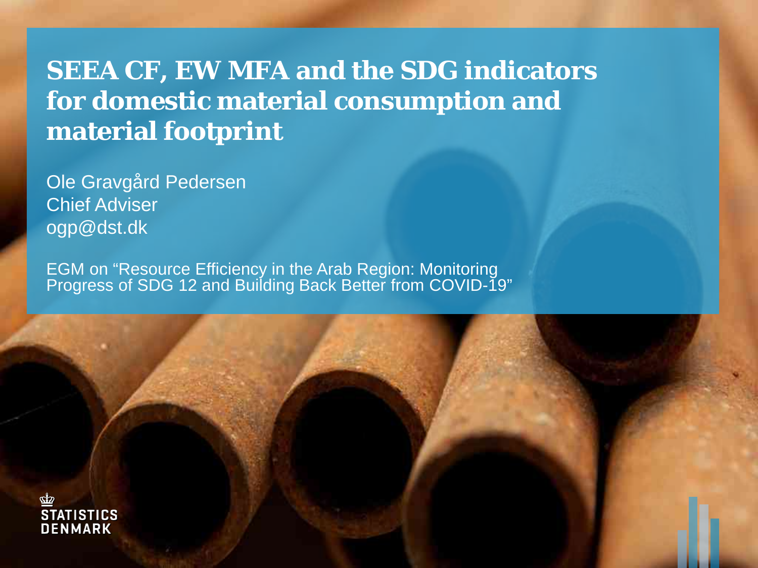# SEEA CF, EW MFA and the SDG indicators for domestic material consumption and material footprint

Ole Gravgård Pedersen
Chief Adviser
ogp@dst.dk

EGM on “Resource Efficiency in the Arab Region: Monitoring Progress of SDG 12 and Building Back Better from COVID-19”

STATISTICS DENMARK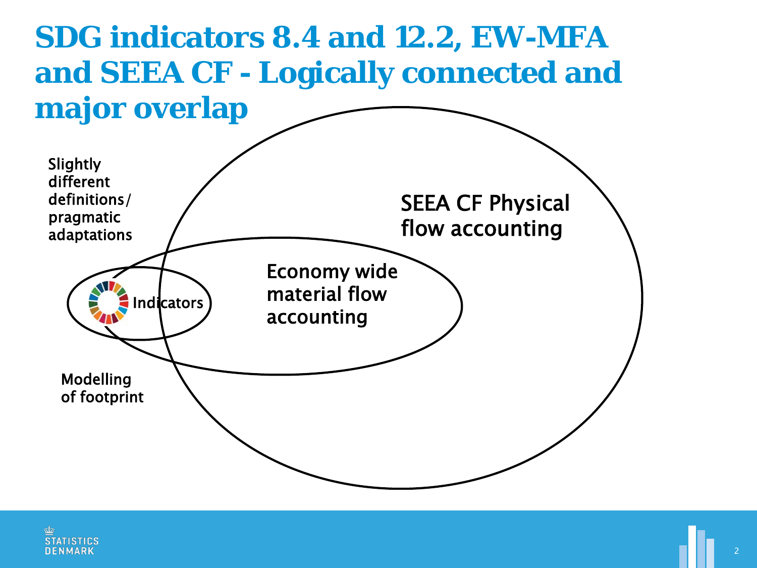# SDG indicators 8.4 and 12.2, EW-MFA and SEEA CF - Logically connected and major overlap

Slightly different definitions/ pragmatic adaptations

SEEA CF Physical flow accounting

Economy wide material flow accounting

Indicators

Modelling of footprint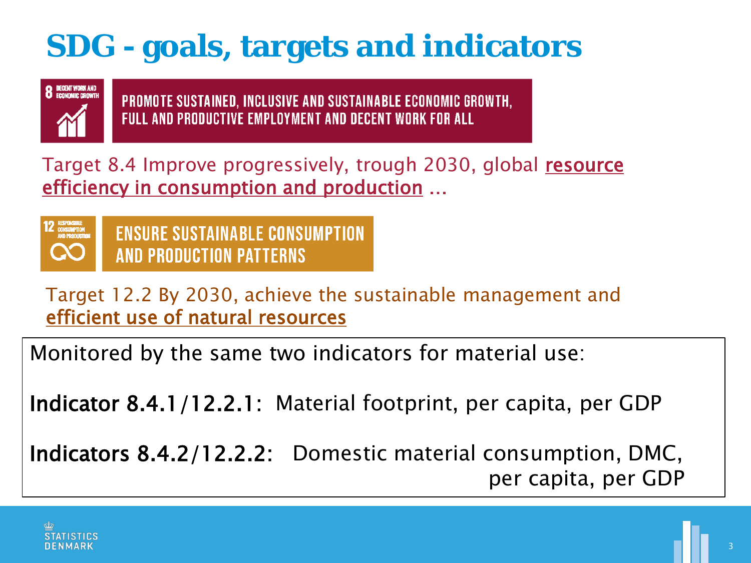# SDG - goals, targets and indicators

8 DECENT WORK AND ECONOMIC GROWTH

PROMOTE SUSTAINED, INCLUSIVE AND SUSTAINABLE ECONOMIC GROWTH, FULL AND PRODUCTIVE EMPLOYMENT AND DECENT WORK FOR ALL

Target 8.4 Improve progressively, trough 2030, global <u>resource efficiency in consumption and production</u> …

12 RESPONSIBLE CONSUMPTION AND PRODUCTION

ENSURE SUSTAINABLE CONSUMPTION AND PRODUCTION PATTERNS

Target 12.2 By 2030, achieve the sustainable management and <u>efficient use of natural resources</u>

Monitored by the same two indicators for material use:

**Indicator 8.4.1/12.2.1:** Material footprint, per capita, per GDP

**Indicators 8.4.2/12.2.2:** Domestic material consumption, DMC, per capita, per GDP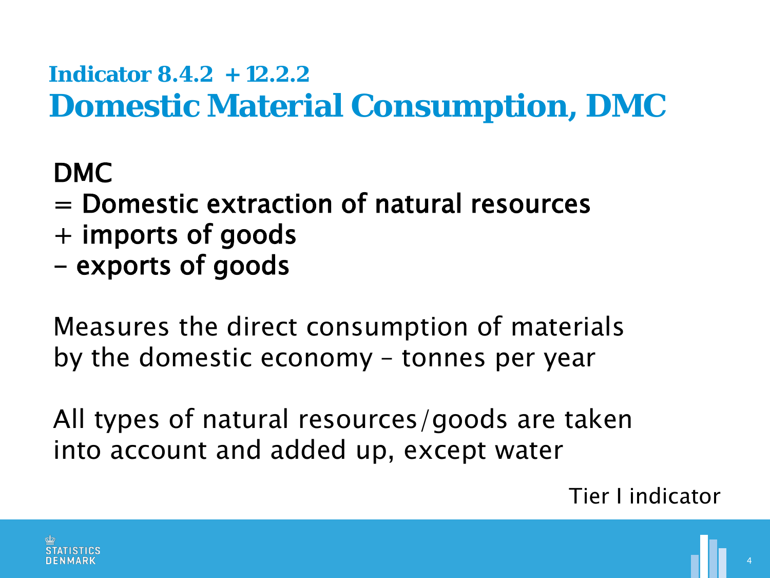## Indicator 8.4.2 + 12.2.2

# Domestic Material Consumption, DMC

**DMC**
**= Domestic extraction of natural resources**
**+ imports of goods**
**– exports of goods**

Measures the direct consumption of materials by the domestic economy – tonnes per year

All types of natural resources/goods are taken into account and added up, except water

Tier I indicator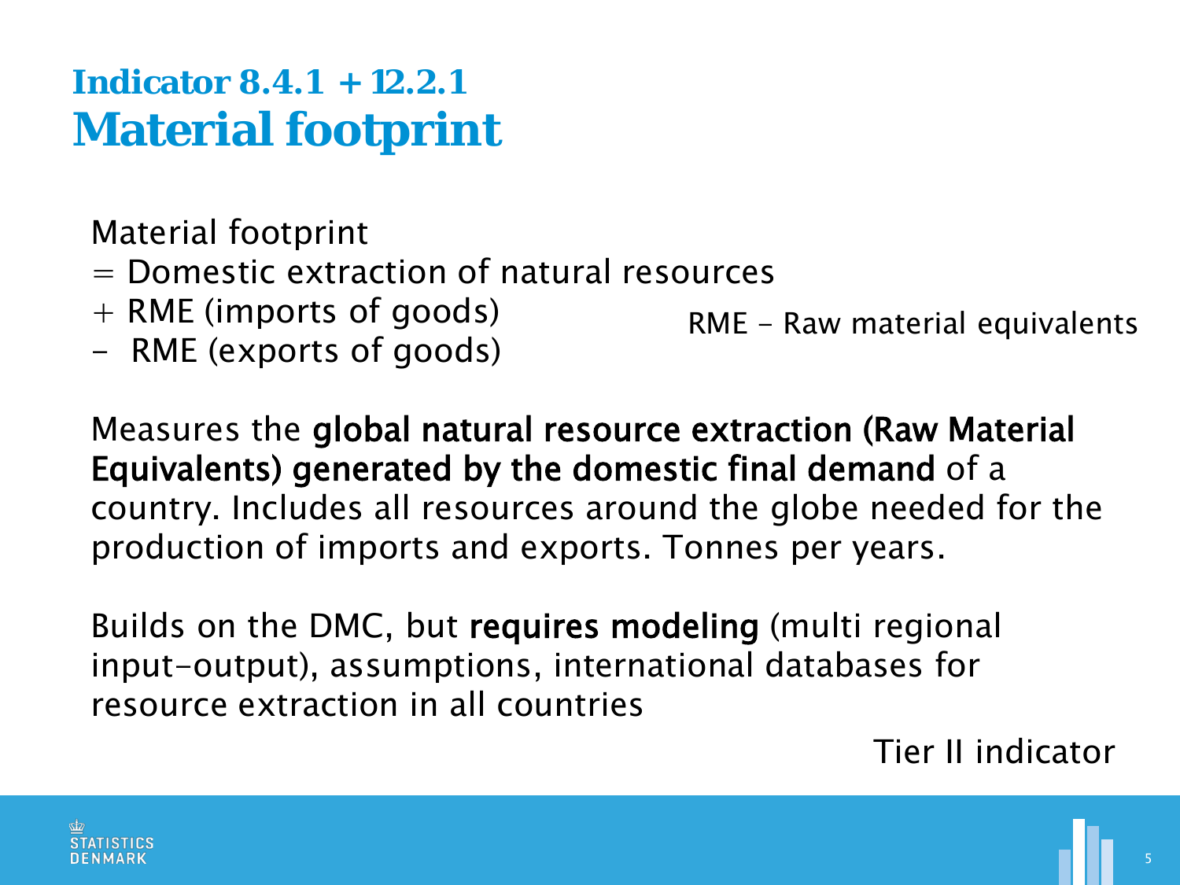# Indicator 8.4.1 + 12.2.1
# Material footprint

Material footprint
= Domestic extraction of natural resources
+ RME (imports of goods)
- RME (exports of goods)

RME - Raw material equivalents

Measures the **global natural resource extraction (Raw Material Equivalents) generated by the domestic final demand** of a country. Includes all resources around the globe needed for the production of imports and exports. Tonnes per years.

Builds on the DMC, but **requires modeling** (multi regional input-output), assumptions, international databases for resource extraction in all countries

Tier II indicator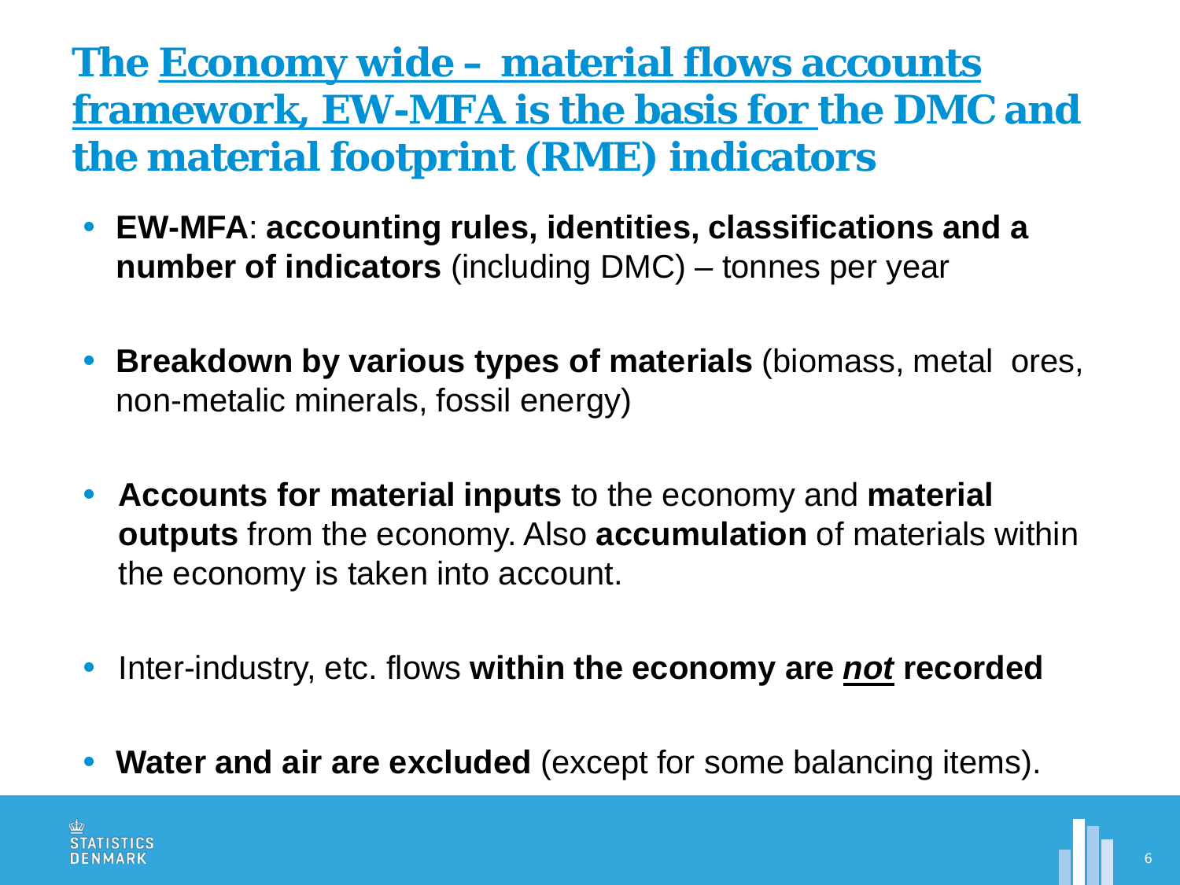# The Economy wide – material flows accounts framework, EW-MFA is the basis for the DMC and the material footprint (RME) indicators

- **EW-MFA**: **accounting rules, identities, classifications and a number of indicators** (including DMC) – tonnes per year
- **Breakdown by various types of materials** (biomass, metal ores, non-metalic minerals, fossil energy)
- **Accounts for material inputs** to the economy and **material outputs** from the economy. Also **accumulation** of materials within the economy is taken into account.
- Inter-industry, etc. flows **within the economy are *not* recorded**
- **Water and air are excluded** (except for some balancing items).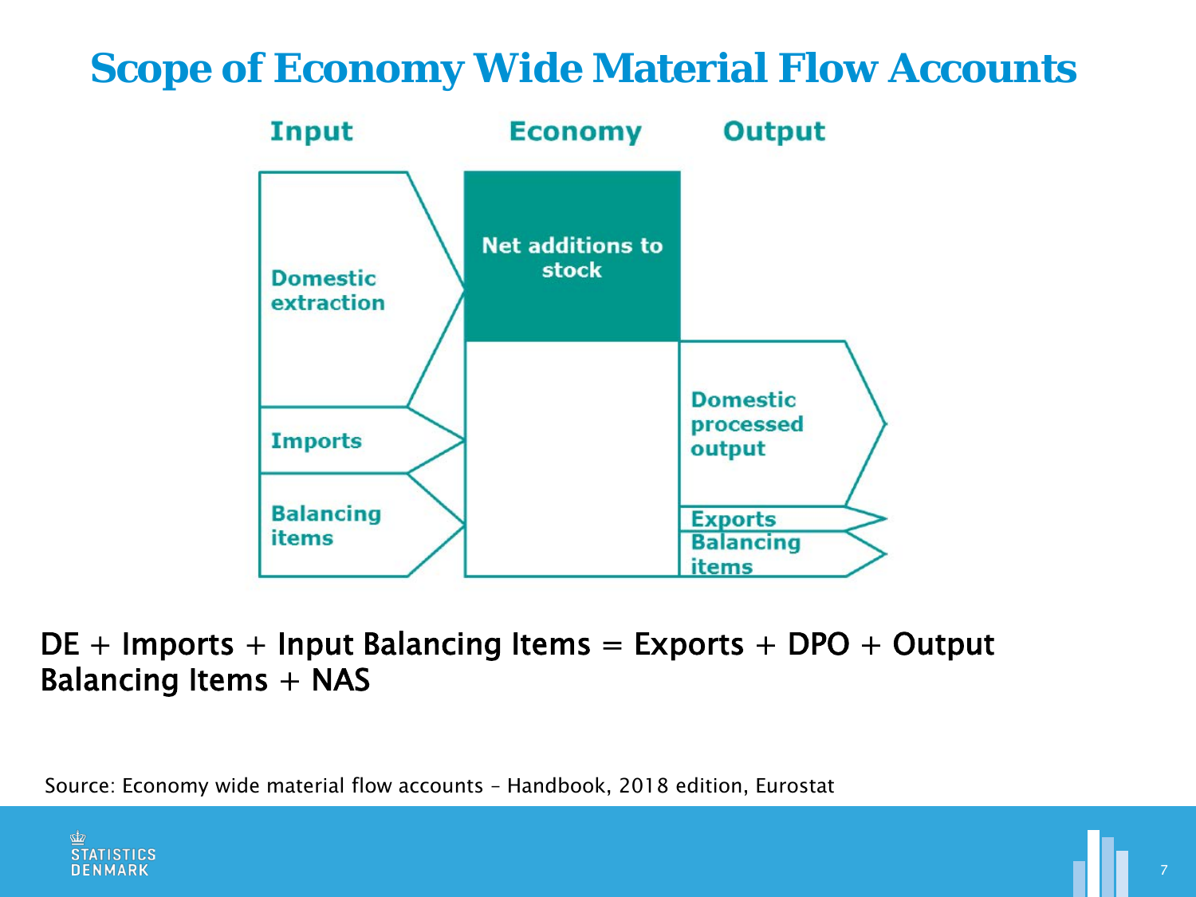# Scope of Economy Wide Material Flow Accounts

| Input | Economy | Output |
| --- | --- | --- |
| Domestic extraction | Net additions to stock | |
| Imports | | Domestic processed output |
| Balancing items | | Exports |
| | | Balancing items |

DE + Imports + Input Balancing Items = Exports + DPO + Output Balancing Items + NAS

Source: Economy wide material flow accounts – Handbook, 2018 edition, Eurostat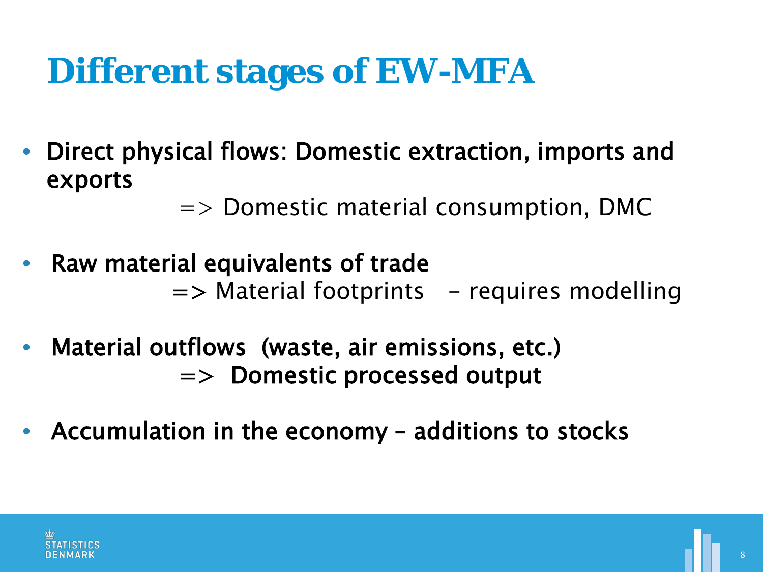# Different stages of EW-MFA

- **Direct physical flows: Domestic extraction, imports and exports**

  => Domestic material consumption, DMC

- **Raw material equivalents of trade**

  => Material footprints – requires modelling

- **Material outflows (waste, air emissions, etc.)**

  **=> Domestic processed output**

- **Accumulation in the economy – additions to stocks**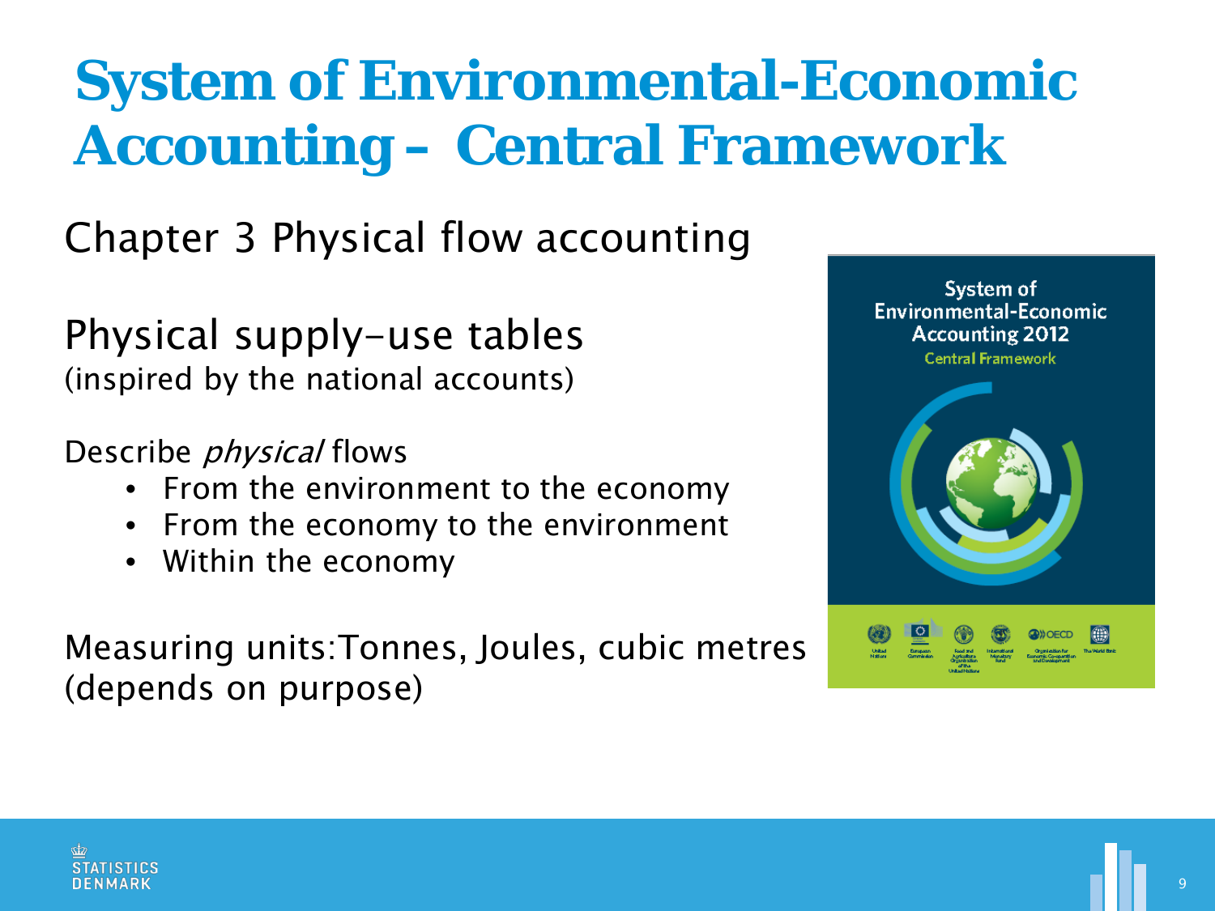# System of Environmental-Economic Accounting – Central Framework

Chapter 3 Physical flow accounting

Physical supply-use tables
(inspired by the national accounts)

Describe *physical* flows

- From the environment to the economy
- From the economy to the environment
- Within the economy

Measuring units:Tonnes, Joules, cubic metres (depends on purpose)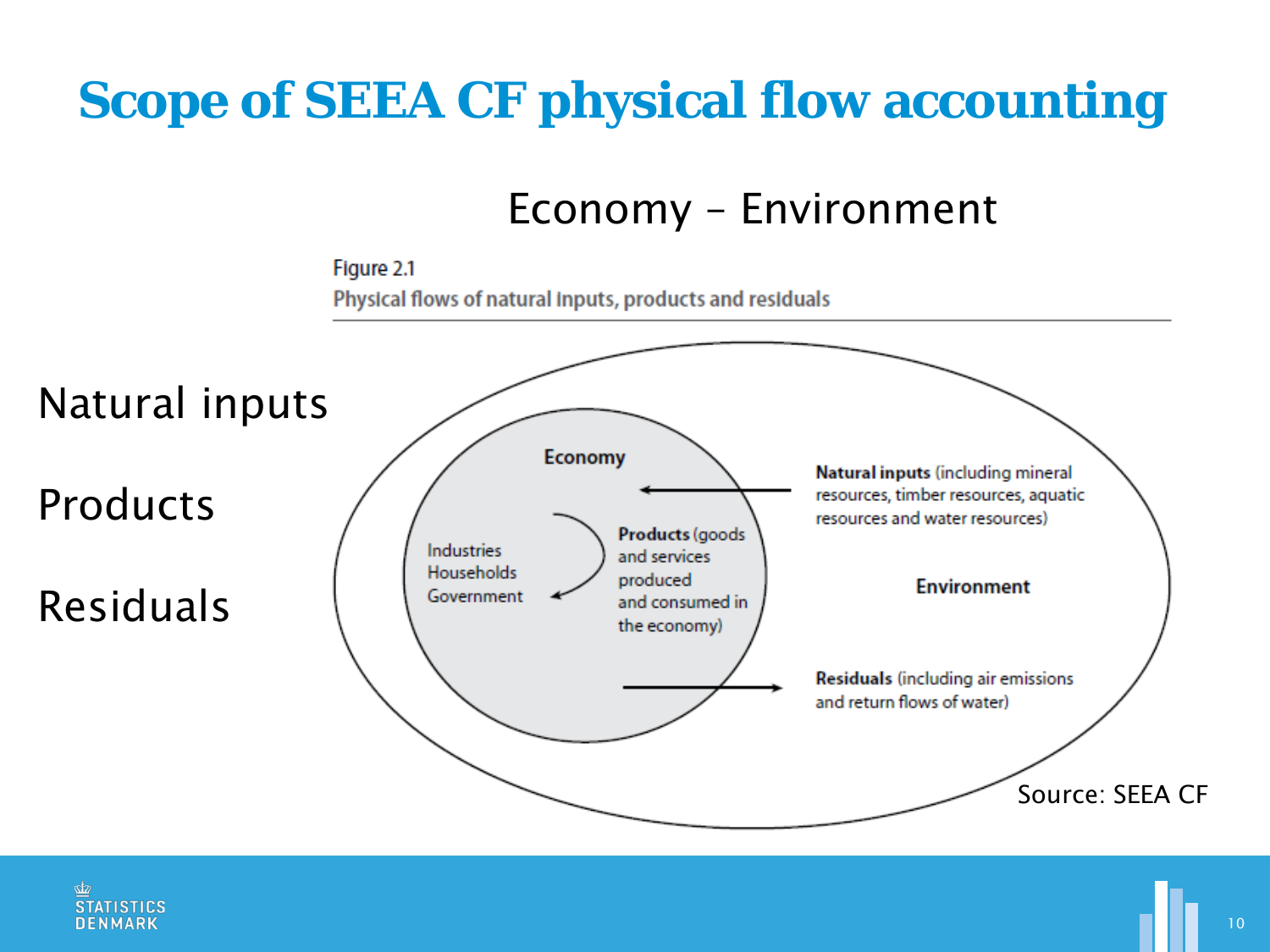# Scope of SEEA CF physical flow accounting

Economy – Environment

Natural inputs

Products

Residuals

Figure 2.1

Physical flows of natural inputs, products and residuals

Economy

Industries
Households
Government

**Products** (goods and services produced and consumed in the economy)

**Natural inputs** (including mineral resources, timber resources, aquatic resources and water resources)

Environment

**Residuals** (including air emissions and return flows of water)

Source: SEEA CF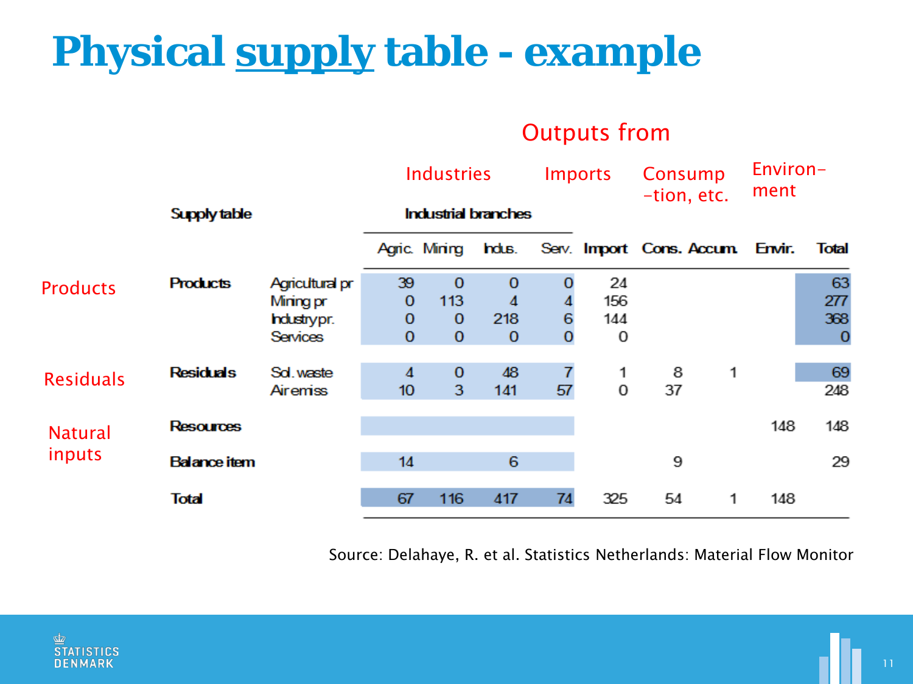# Physical supply table - example

Outputs from

| Supply table | | | Industries | | | | Imports | Consump-tion, etc. | | Environ-ment | |
|---|---|---|---|---|---|---|---|---|---|---|---|
| | | | Industrial branches | | | | | | | | |
| | | | Agric. | Mining | Indus. | Serv. | Import | Cons. | Accum. | Envir. | Total |
| Products | Products | Agricultural pr | 39 | 0 | 0 | 0 | 24 | | | | 63 |
| | | Mining pr | 0 | 113 | 4 | 4 | 156 | | | | 277 |
| | | Industry pr. | 0 | 0 | 218 | 6 | 144 | | | | 368 |
| | | Services | 0 | 0 | 0 | 0 | 0 | | | | 0 |
| Residuals | Residuals | Sol. waste | 4 | 0 | 48 | 7 | 1 | 8 | 1 | | 69 |
| | | Air emiss | 10 | 3 | 141 | 57 | 0 | 37 | | | 248 |
| Natural inputs | Resources | | | | | | | | | 148 | 148 |
| | Balance item | | 14 | | 6 | | | 9 | | | 29 |
| | Total | | 67 | 116 | 417 | 74 | 325 | 54 | 1 | 148 | |

Source: Delahaye, R. et al. Statistics Netherlands: Material Flow Monitor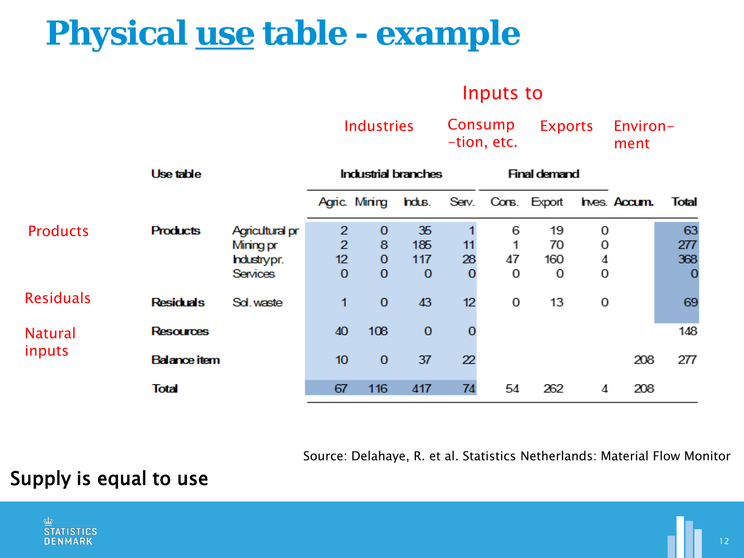# Physical use table - example

Inputs to

| | Use table | | Industries | | | | Consumption, etc. | Exports | | Environment | |
|---|---|---|---|---|---|---|---|---|---|---|---|
| | | | Industrial branches | | | | Final demand | | | | |
| | | | Agric. | Mining | Indus. | Serv. | Cons. | Export | Inves. | Accum. | Total |
| Products | Products | Agricultural pr | 2 | 0 | 35 | 1 | 6 | 19 | 0 | | 63 |
| | | Mining pr | 2 | 8 | 185 | 11 | 1 | 70 | 0 | | 277 |
| | | Industry pr. | 12 | 0 | 117 | 28 | 47 | 160 | 4 | | 368 |
| | | Services | 0 | 0 | 0 | 0 | 0 | 0 | 0 | | 0 |
| Residuals | Residuals | Sol. waste | 1 | 0 | 43 | 12 | 0 | 13 | 0 | | 69 |
| Natural inputs | Resources | | 40 | 108 | 0 | 0 | | | | | 148 |
| | Balance item | | 10 | 0 | 37 | 22 | | | | 208 | 277 |
| | Total | | 67 | 116 | 417 | 74 | 54 | 262 | 4 | 208 | |

Source: Delahaye, R. et al. Statistics Netherlands: Material Flow Monitor

Supply is equal to use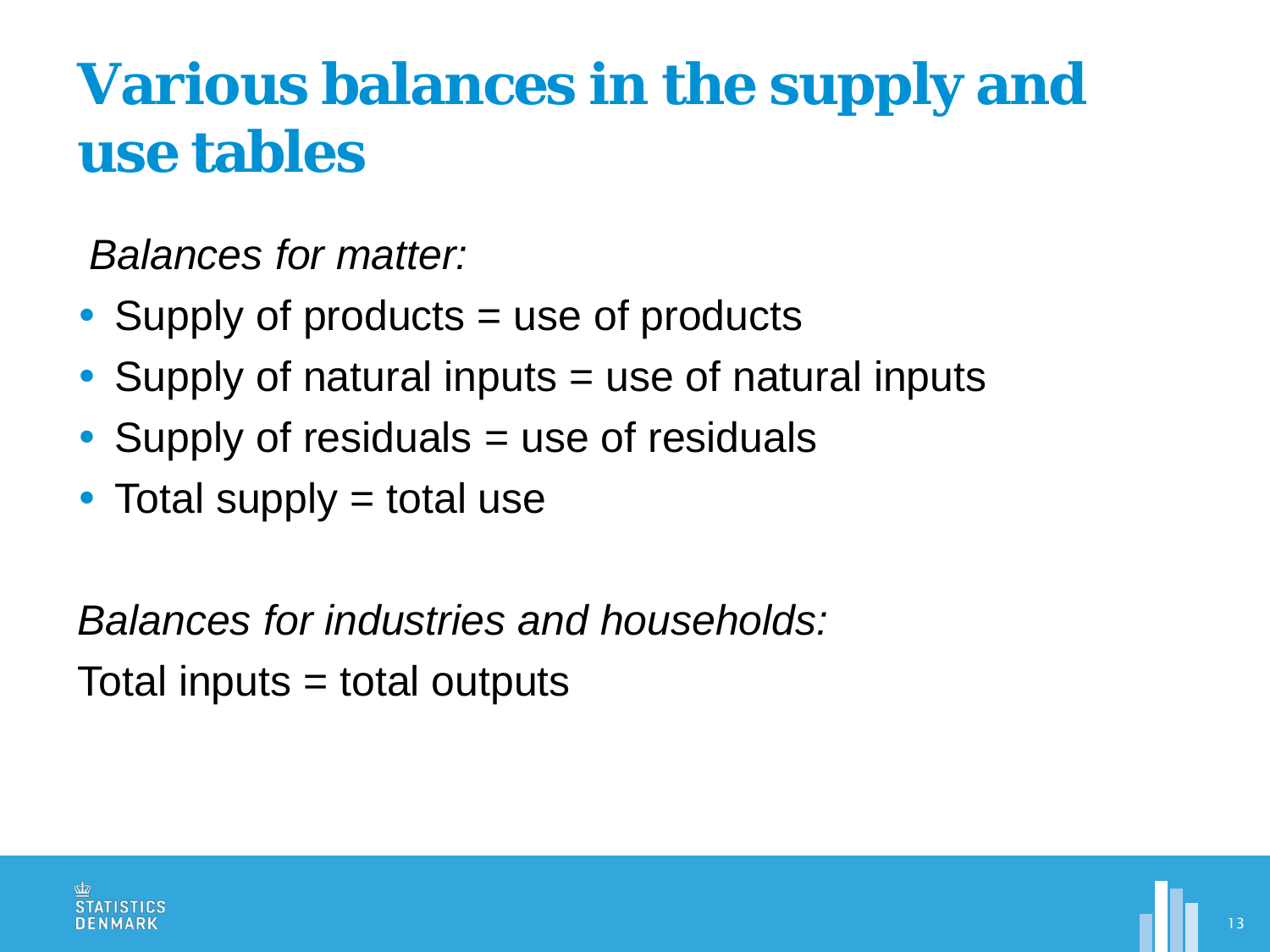# Various balances in the supply and use tables

*Balances for matter:*

- Supply of products = use of products
- Supply of natural inputs = use of natural inputs
- Supply of residuals = use of residuals
- Total supply = total use

*Balances for industries and households:*

Total inputs = total outputs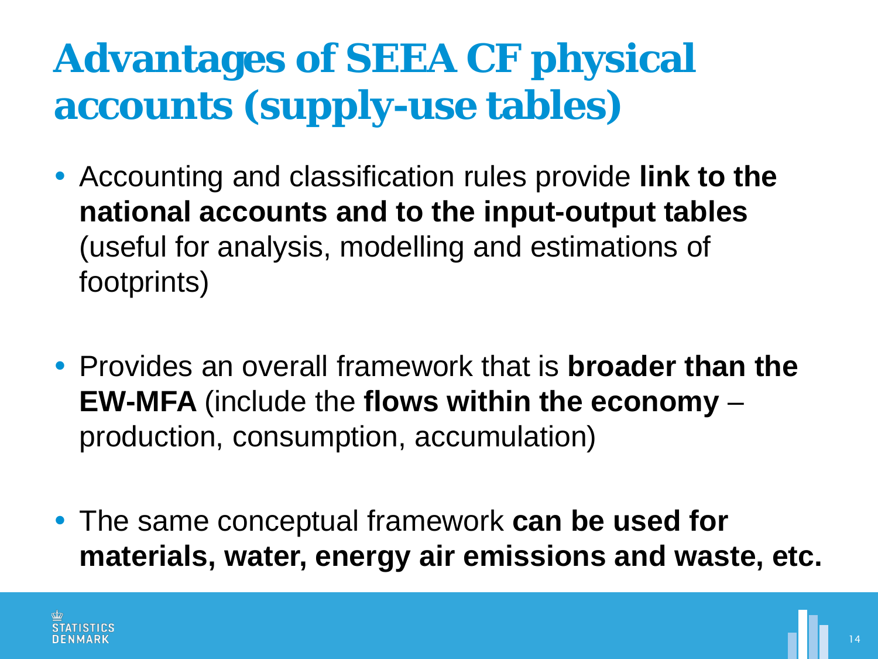# Advantages of SEEA CF physical accounts (supply-use tables)

- Accounting and classification rules provide **link to the national accounts and to the input-output tables** (useful for analysis, modelling and estimations of footprints)

- Provides an overall framework that is **broader than the EW-MFA** (include the **flows within the economy** – production, consumption, accumulation)

- The same conceptual framework **can be used for materials, water, energy air emissions and waste, etc.**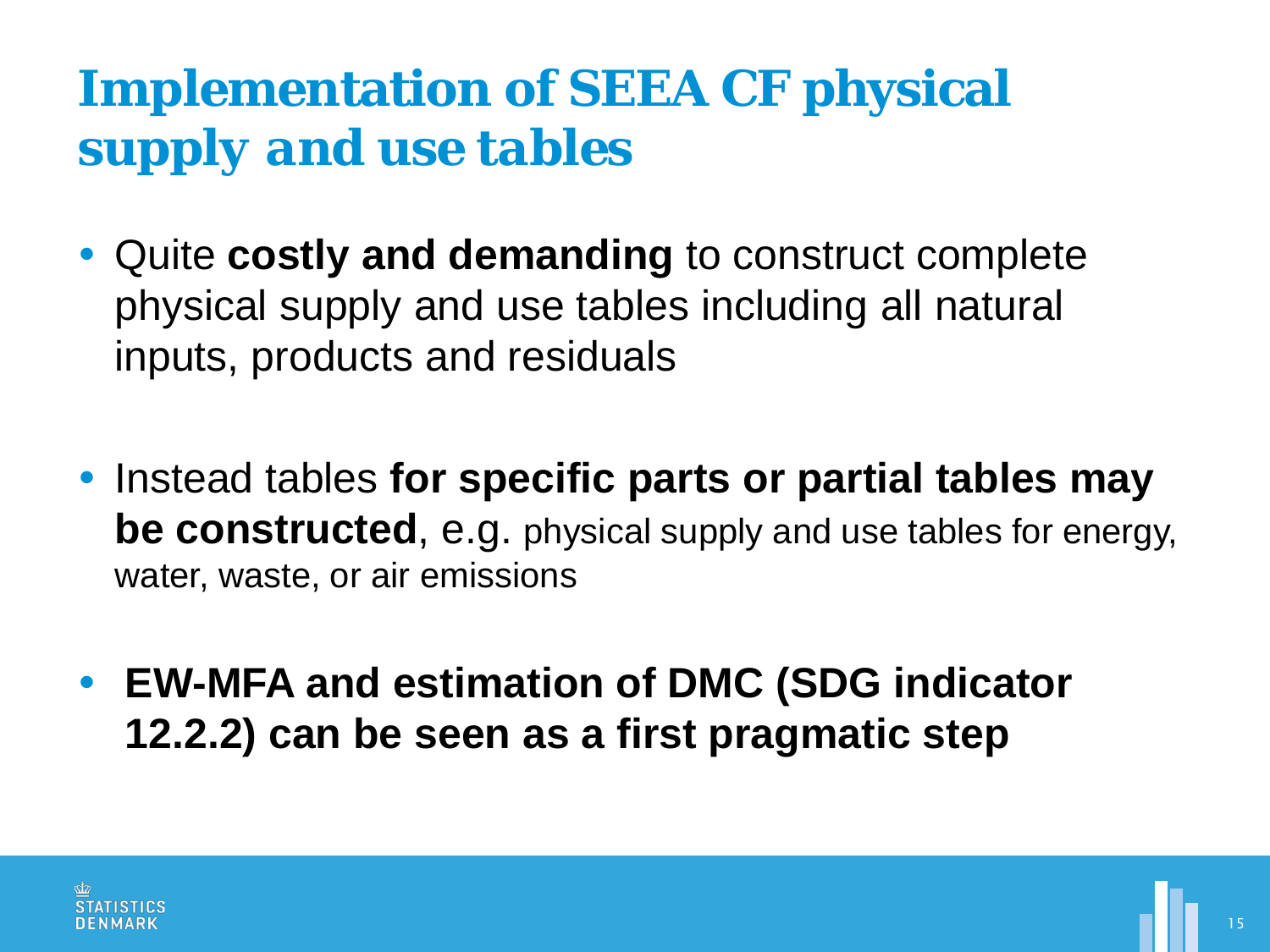# Implementation of SEEA CF physical supply and use tables

- Quite **costly and demanding** to construct complete physical supply and use tables including all natural inputs, products and residuals

- Instead tables **for specific parts or partial tables may be constructed**, e.g. physical supply and use tables for energy, water, waste, or air emissions

- **EW-MFA and estimation of DMC (SDG indicator 12.2.2) can be seen as a first pragmatic step**